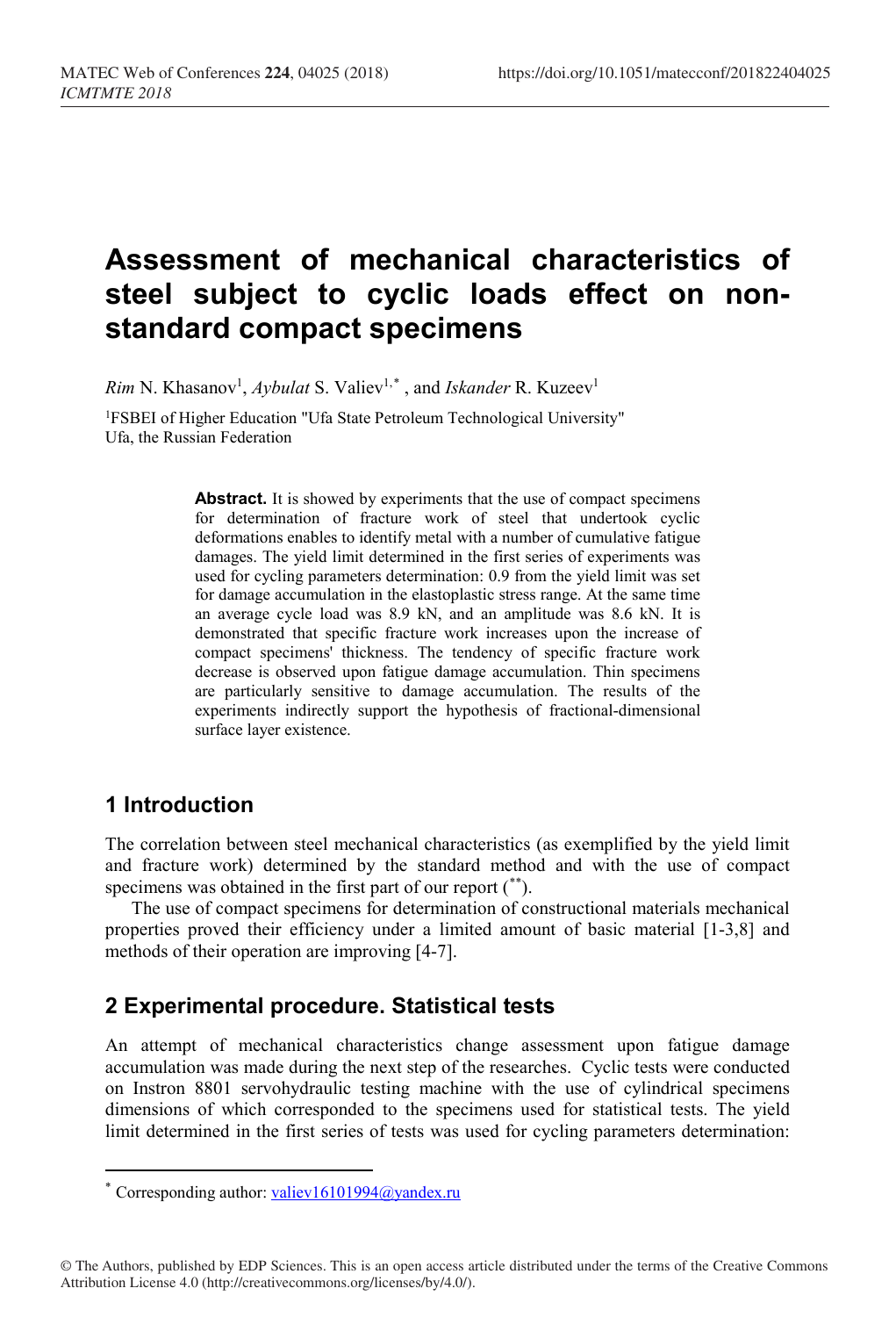# Assessment of mechanical characteristics of steel subject to cyclic loads effect on non-standard compact specimens

*Rim* N. Khasanov[1], *Aybulat* S. Valiev[1,*] , and *Iskander* R. Kuzeev[1]

[1]FSBEI of Higher Education "Ufa State Petroleum Technological University" Ufa, the Russian Federation

**Abstract.** It is showed by experiments that the use of compact specimens for determination of fracture work of steel that undertook cyclic deformations enables to identify metal with a number of cumulative fatigue damages. The yield limit determined in the first series of experiments was used for cycling parameters determination: 0.9 from the yield limit was set for damage accumulation in the elastoplastic stress range. At the same time an average cycle load was 8.9 kN, and an amplitude was 8.6 kN. It is demonstrated that specific fracture work increases upon the increase of compact specimens' thickness. The tendency of specific fracture work decrease is observed upon fatigue damage accumulation. Thin specimens are particularly sensitive to damage accumulation. The results of the experiments indirectly support the hypothesis of fractional-dimensional surface layer existence.

## 1 Introduction

The correlation between steel mechanical characteristics (as exemplified by the yield limit and fracture work) determined by the standard method and with the use of compact specimens was obtained in the first part of our report ([**]).

The use of compact specimens for determination of constructional materials mechanical properties proved their efficiency under a limited amount of basic material [1-3,8] and methods of their operation are improving [4-7].

## 2 Experimental procedure. Statistical tests

An attempt of mechanical characteristics change assessment upon fatigue damage accumulation was made during the next step of the researches. Cyclic tests were conducted on Instron 8801 servohydraulic testing machine with the use of cylindrical specimens dimensions of which corresponded to the specimens used for statistical tests. The yield limit determined in the first series of tests was used for cycling parameters determination:

[*] Corresponding author: valiev16101994@yandex.ru

© The Authors, published by EDP Sciences. This is an open access article distributed under the terms of the Creative Commons Attribution License 4.0 (http://creativecommons.org/licenses/by/4.0/).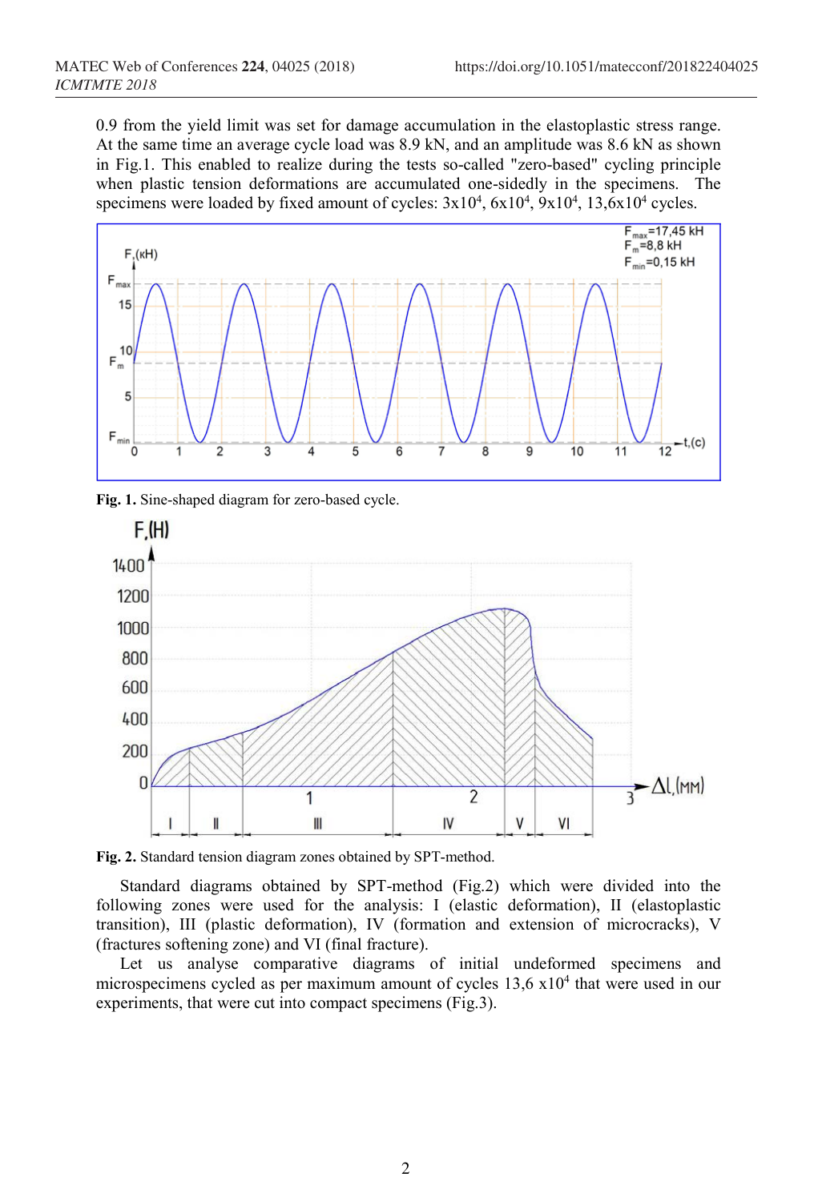0.9 from the yield limit was set for damage accumulation in the elastoplastic stress range. At the same time an average cycle load was 8.9 kN, and an amplitude was 8.6 kN as shown in Fig.1. This enabled to realize during the tests so-called "zero-based" cycling principle when plastic tension deformations are accumulated one-sidedly in the specimens. The specimens were loaded by fixed amount of cycles: $3x10^4$, $6x10^4$, $9x10^4$, $13{,}6x10^4$ cycles.

**Fig. 1.** Sine-shaped diagram for zero-based cycle.

**Fig. 2.** Standard tension diagram zones obtained by SPT-method.

Standard diagrams obtained by SPT-method (Fig.2) which were divided into the following zones were used for the analysis: I (elastic deformation), II (elastoplastic transition), III (plastic deformation), IV (formation and extension of microcracks), V (fractures softening zone) and VI (final fracture).

Let us analyse comparative diagrams of initial undeformed specimens and microspecimens cycled as per maximum amount of cycles $13{,}6 \; x10^4$ that were used in our experiments, that were cut into compact specimens (Fig.3).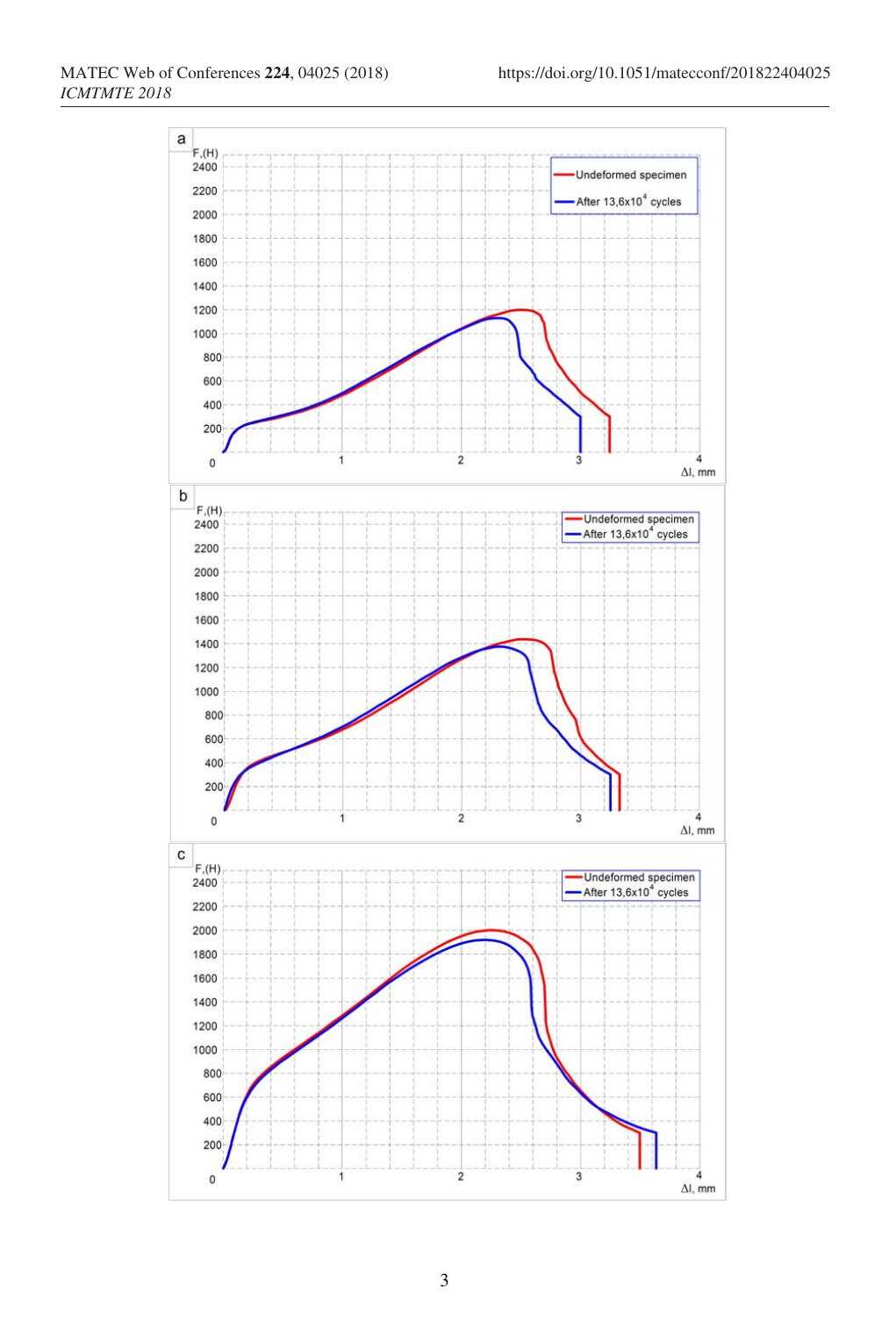a

b

c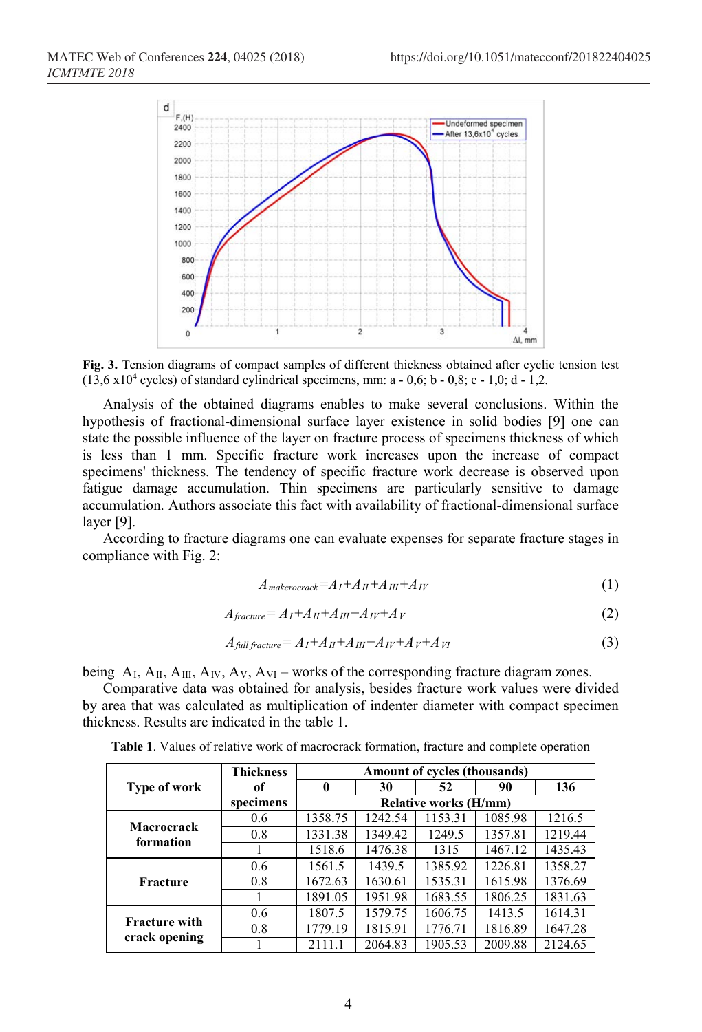**Fig. 3.** Tension diagrams of compact samples of different thickness obtained after cyclic tension test (13,6 x10[4] cycles) of standard cylindrical specimens, mm: a - 0,6; b - 0,8; c - 1,0; d - 1,2.

Analysis of the obtained diagrams enables to make several conclusions. Within the hypothesis of fractional-dimensional surface layer existence in solid bodies [9] one can state the possible influence of the layer on fracture process of specimens thickness of which is less than 1 mm. Specific fracture work increases upon the increase of compact specimens' thickness. The tendency of specific fracture work decrease is observed upon fatigue damage accumulation. Thin specimens are particularly sensitive to damage accumulation. Authors associate this fact with availability of fractional-dimensional surface layer [9].

According to fracture diagrams one can evaluate expenses for separate fracture stages in compliance with Fig. 2:

$$A_{makcrocrack}=A_{I}+A_{II}+A_{III}+A_{IV} \tag{1}$$

$$A_{fracture}= A_{I}+A_{II}+A_{III}+A_{IV}+A_{V} \tag{2}$$

$$A_{full\ fracture}= A_{I}+A_{II}+A_{III}+A_{IV}+A_{V}+A_{VI} \tag{3}$$

being $A_{I}$, $A_{II}$, $A_{III}$, $A_{IV}$, $A_{V}$, $A_{VI}$ – works of the corresponding fracture diagram zones.

Comparative data was obtained for analysis, besides fracture work values were divided by area that was calculated as multiplication of indenter diameter with compact specimen thickness. Results are indicated in the table 1.

**Table 1**. Values of relative work of macrocrack formation, fracture and complete operation

| Type of work | Thickness of specimens | Amount of cycles (thousands) | | | | |
|---|---|---|---|---|---|---|
| | | 0 | 30 | 52 | 90 | 136 |
| | | Relative works (H/mm) | | | | |
| Macrocrack formation | 0.6 | 1358.75 | 1242.54 | 1153.31 | 1085.98 | 1216.5 |
| | 0.8 | 1331.38 | 1349.42 | 1249.5 | 1357.81 | 1219.44 |
| | 1 | 1518.6 | 1476.38 | 1315 | 1467.12 | 1435.43 |
| Fracture | 0.6 | 1561.5 | 1439.5 | 1385.92 | 1226.81 | 1358.27 |
| | 0.8 | 1672.63 | 1630.61 | 1535.31 | 1615.98 | 1376.69 |
| | 1 | 1891.05 | 1951.98 | 1683.55 | 1806.25 | 1831.63 |
| Fracture with crack opening | 0.6 | 1807.5 | 1579.75 | 1606.75 | 1413.5 | 1614.31 |
| | 0.8 | 1779.19 | 1815.91 | 1776.71 | 1816.89 | 1647.28 |
| | 1 | 2111.1 | 2064.83 | 1905.53 | 2009.88 | 2124.65 |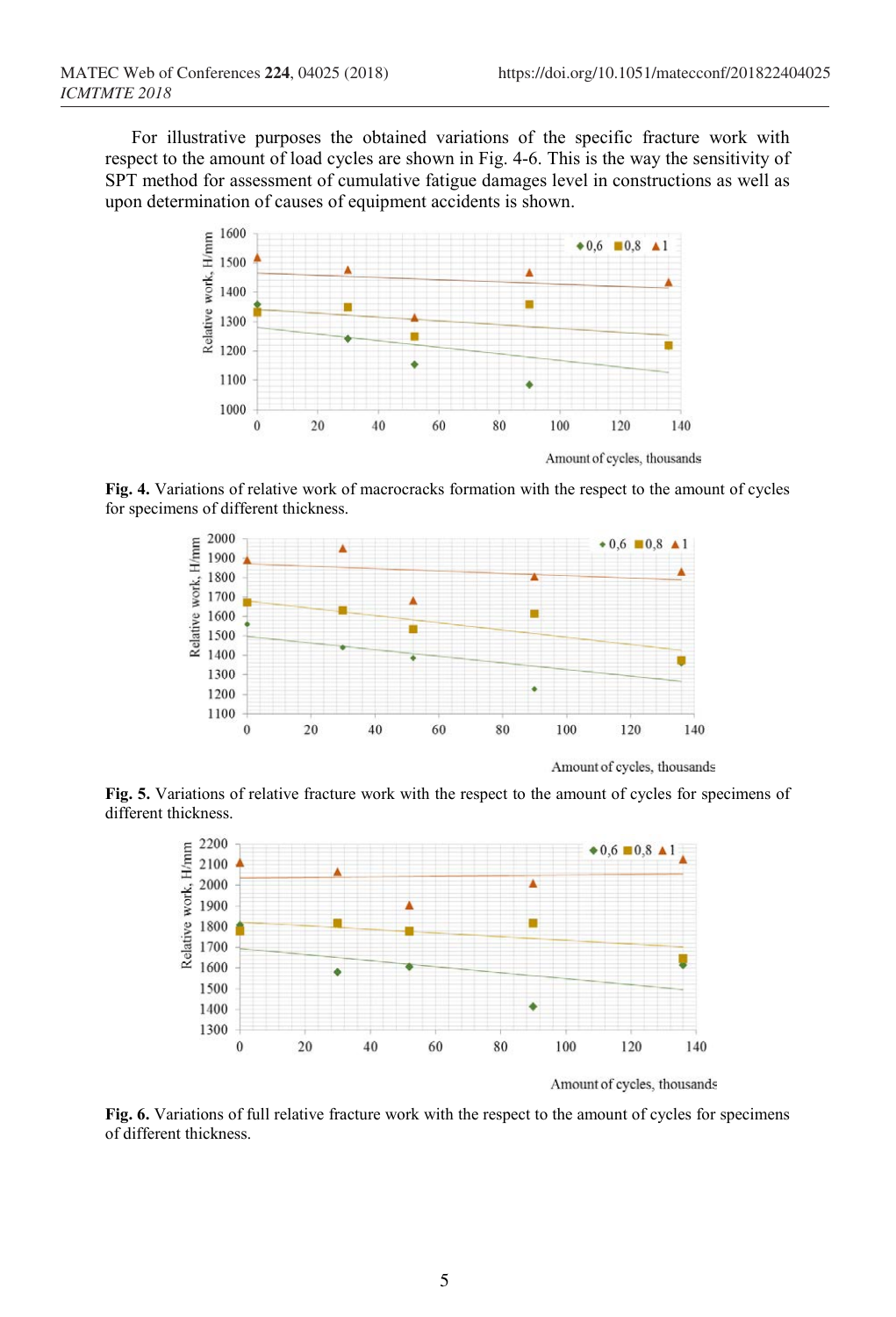For illustrative purposes the obtained variations of the specific fracture work with respect to the amount of load cycles are shown in Fig. 4-6. This is the way the sensitivity of SPT method for assessment of cumulative fatigue damages level in constructions as well as upon determination of causes of equipment accidents is shown.

**Fig. 4.** Variations of relative work of macrocracks formation with the respect to the amount of cycles for specimens of different thickness.

**Fig. 5.** Variations of relative fracture work with the respect to the amount of cycles for specimens of different thickness.

**Fig. 6.** Variations of full relative fracture work with the respect to the amount of cycles for specimens of different thickness.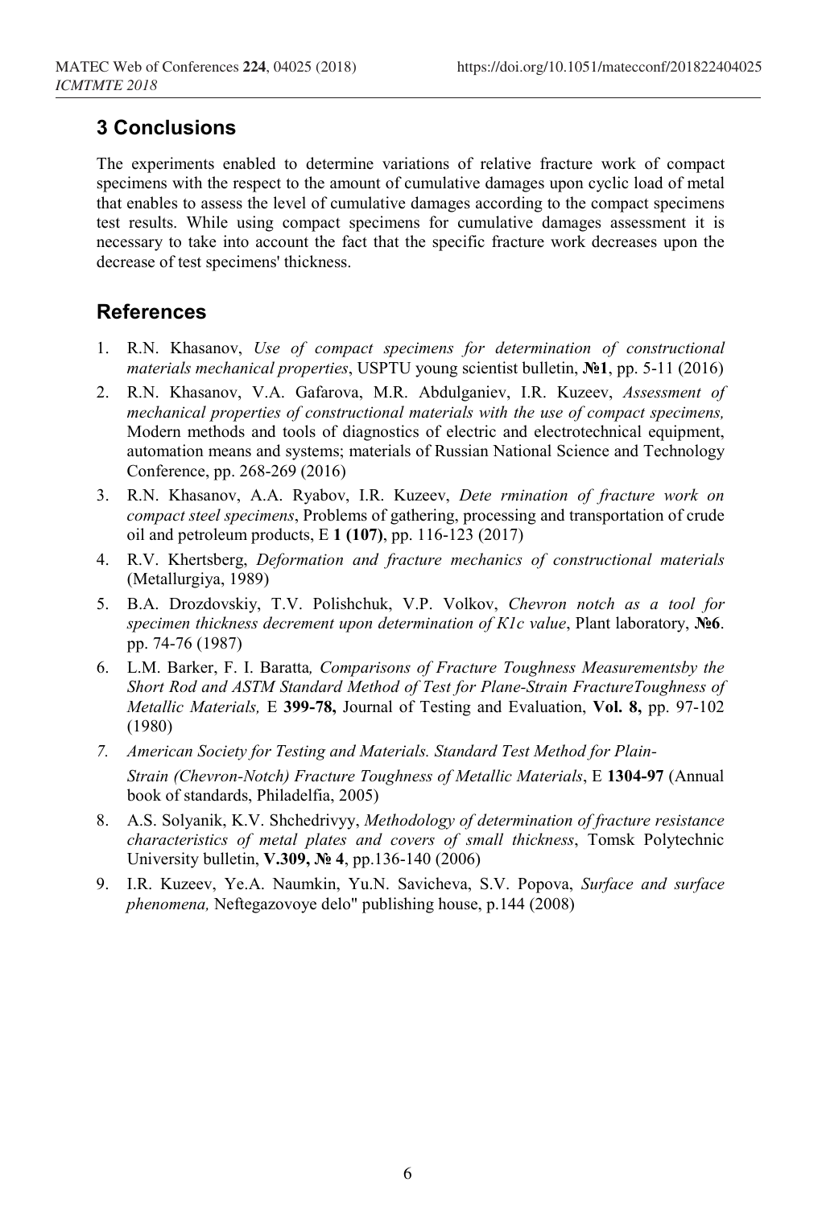## 3 Conclusions

The experiments enabled to determine variations of relative fracture work of compact specimens with the respect to the amount of cumulative damages upon cyclic load of metal that enables to assess the level of cumulative damages according to the compact specimens test results. While using compact specimens for cumulative damages assessment it is necessary to take into account the fact that the specific fracture work decreases upon the decrease of test specimens' thickness.

## References

1. R.N. Khasanov, *Use of compact specimens for determination of constructional materials mechanical properties*, USPTU young scientist bulletin, **№1**, pp. 5-11 (2016)
2. R.N. Khasanov, V.A. Gafarova, M.R. Abdulganiev, I.R. Kuzeev, *Assessment of mechanical properties of constructional materials with the use of compact specimens,* Modern methods and tools of diagnostics of electric and electrotechnical equipment, automation means and systems; materials of Russian National Science and Technology Conference, pp. 268-269 (2016)
3. R.N. Khasanov, A.A. Ryabov, I.R. Kuzeev, *Dete rmination of fracture work on compact steel specimens*, Problems of gathering, processing and transportation of crude oil and petroleum products, E **1 (107)**, pp. 116-123 (2017)
4. R.V. Khertsberg, *Deformation and fracture mechanics of constructional materials* (Metallurgiya, 1989)
5. B.A. Drozdovskiy, T.V. Polishchuk, V.P. Volkov, *Chevron notch as a tool for specimen thickness decrement upon determination of K1c value*, Plant laboratory, **№6**. pp. 74-76 (1987)
6. L.M. Barker, F. I. Baratta*, Comparisons of Fracture Toughness Measurementsby the Short Rod and ASTM Standard Method of Test for Plane-Strain FractureToughness of Metallic Materials,* E **399-78,** Journal of Testing and Evaluation, **Vol. 8,** pp. 97-102 (1980)
7. *American Society for Testing and Materials. Standard Test Method for Plain-Strain (Chevron-Notch) Fracture Toughness of Metallic Materials*, E **1304-97** (Annual book of standards, Philadelfia, 2005)
8. A.S. Solyanik, K.V. Shchedrivyy, *Methodology of determination of fracture resistance characteristics of metal plates and covers of small thickness*, Tomsk Polytechnic University bulletin, **V.309, № 4**, pp.136-140 (2006)
9. I.R. Kuzeev, Ye.A. Naumkin, Yu.N. Savicheva, S.V. Popova, *Surface and surface phenomena,* Neftegazovoye delo" publishing house, p.144 (2008)